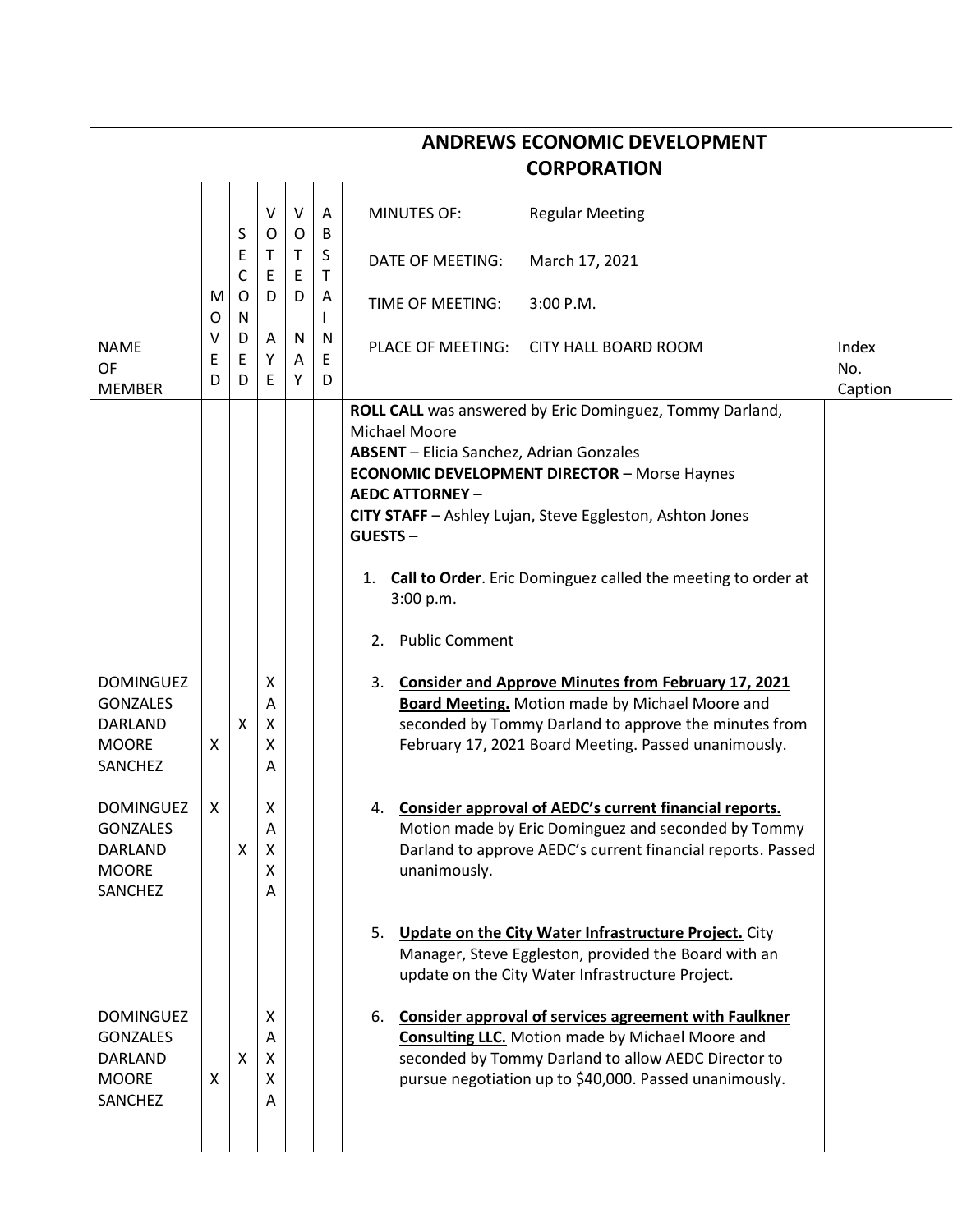# ANDREWS ECONOMIC DEVELOPMENT CORPORATION

| | |
|---|---|
| MINUTES OF: | Regular Meeting |
| DATE OF MEETING: | March 17, 2021 |
| TIME OF MEETING: | 3:00 P.M. |
| PLACE OF MEETING: | CITY HALL BOARD ROOM |

| NAME OF MEMBER | MOVED | SECONDED | VOTED AYE | VOTED NAY | ABSTAINED | | Index No. Caption |
|---|---|---|---|---|---|---|---|
| | | | | | | **ROLL CALL** was answered by Eric Dominguez, Tommy Darland, Michael Moore<br>**ABSENT** – Elicia Sanchez, Adrian Gonzales<br>**ECONOMIC DEVELOPMENT DIRECTOR** – Morse Haynes<br>**AEDC ATTORNEY** –<br>**CITY STAFF** – Ashley Lujan, Steve Eggleston, Ashton Jones<br>**GUESTS** – | |
| | | | | | | 1. **Call to Order**. Eric Dominguez called the meeting to order at 3:00 p.m. | |
| | | | | | | 2. Public Comment | |
| DOMINGUEZ | | | X | | | 3. **Consider and Approve Minutes from February 17, 2021 Board Meeting.** Motion made by Michael Moore and seconded by Tommy Darland to approve the minutes from February 17, 2021 Board Meeting. Passed unanimously. | |
| GONZALES | | | A | | | | |
| DARLAND | | X | X | | | | |
| MOORE | X | | X | | | | |
| SANCHEZ | | | A | | | | |
| DOMINGUEZ | X | | X | | | 4. **Consider approval of AEDC's current financial reports.** Motion made by Eric Dominguez and seconded by Tommy Darland to approve AEDC's current financial reports. Passed unanimously. | |
| GONZALES | | | A | | | | |
| DARLAND | | X | X | | | | |
| MOORE | | | X | | | | |
| SANCHEZ | | | A | | | | |
| | | | | | | 5. **Update on the City Water Infrastructure Project.** City Manager, Steve Eggleston, provided the Board with an update on the City Water Infrastructure Project. | |
| DOMINGUEZ | | | X | | | 6. **Consider approval of services agreement with Faulkner Consulting LLC.** Motion made by Michael Moore and seconded by Tommy Darland to allow AEDC Director to pursue negotiation up to $40,000. Passed unanimously. | |
| GONZALES | | | A | | | | |
| DARLAND | | X | X | | | | |
| MOORE | X | | X | | | | |
| SANCHEZ | | | A | | | | |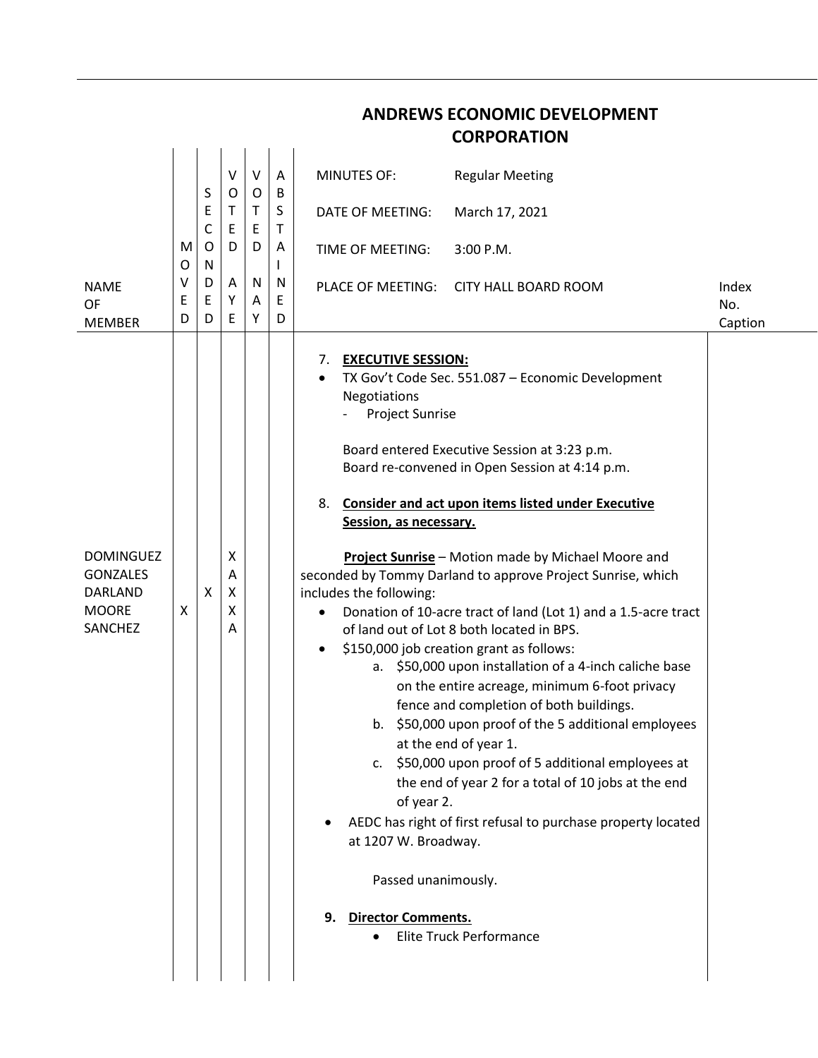# ANDREWS ECONOMIC DEVELOPMENT CORPORATION

| | |
|---|---|
| MINUTES OF: | Regular Meeting |
| DATE OF MEETING: | March 17, 2021 |
| TIME OF MEETING: | 3:00 P.M. |
| PLACE OF MEETING: | CITY HALL BOARD ROOM |

| NAME OF MEMBER | MOVED | SECONDED | VOTED AYE | VOTED NAY | ABSTAINED |
|---|---|---|---|---|---|
| DOMINGUEZ | | | X | | |
| GONZALES | | | A | | |
| DARLAND | | X | X | | |
| MOORE | X | | X | | |
| SANCHEZ | | | A | | |

7. **EXECUTIVE SESSION:**
   - TX Gov't Code Sec. 551.087 – Economic Development Negotiations
     - Project Sunrise

   Board entered Executive Session at 3:23 p.m.
   Board re-convened in Open Session at 4:14 p.m.

8. **Consider and act upon items listed under Executive Session, as necessary.**

**Project Sunrise** – Motion made by Michael Moore and seconded by Tommy Darland to approve Project Sunrise, which includes the following:

- Donation of 10-acre tract of land (Lot 1) and a 1.5-acre tract of land out of Lot 8 both located in BPS.
- $150,000 job creation grant as follows:
  a. $50,000 upon installation of a 4-inch caliche base on the entire acreage, minimum 6-foot privacy fence and completion of both buildings.
  b. $50,000 upon proof of the 5 additional employees at the end of year 1.
  c. $50,000 upon proof of 5 additional employees at the end of year 2 for a total of 10 jobs at the end of year 2.
- AEDC has right of first refusal to purchase property located at 1207 W. Broadway.

Passed unanimously.

9. **Director Comments.**
   - Elite Truck Performance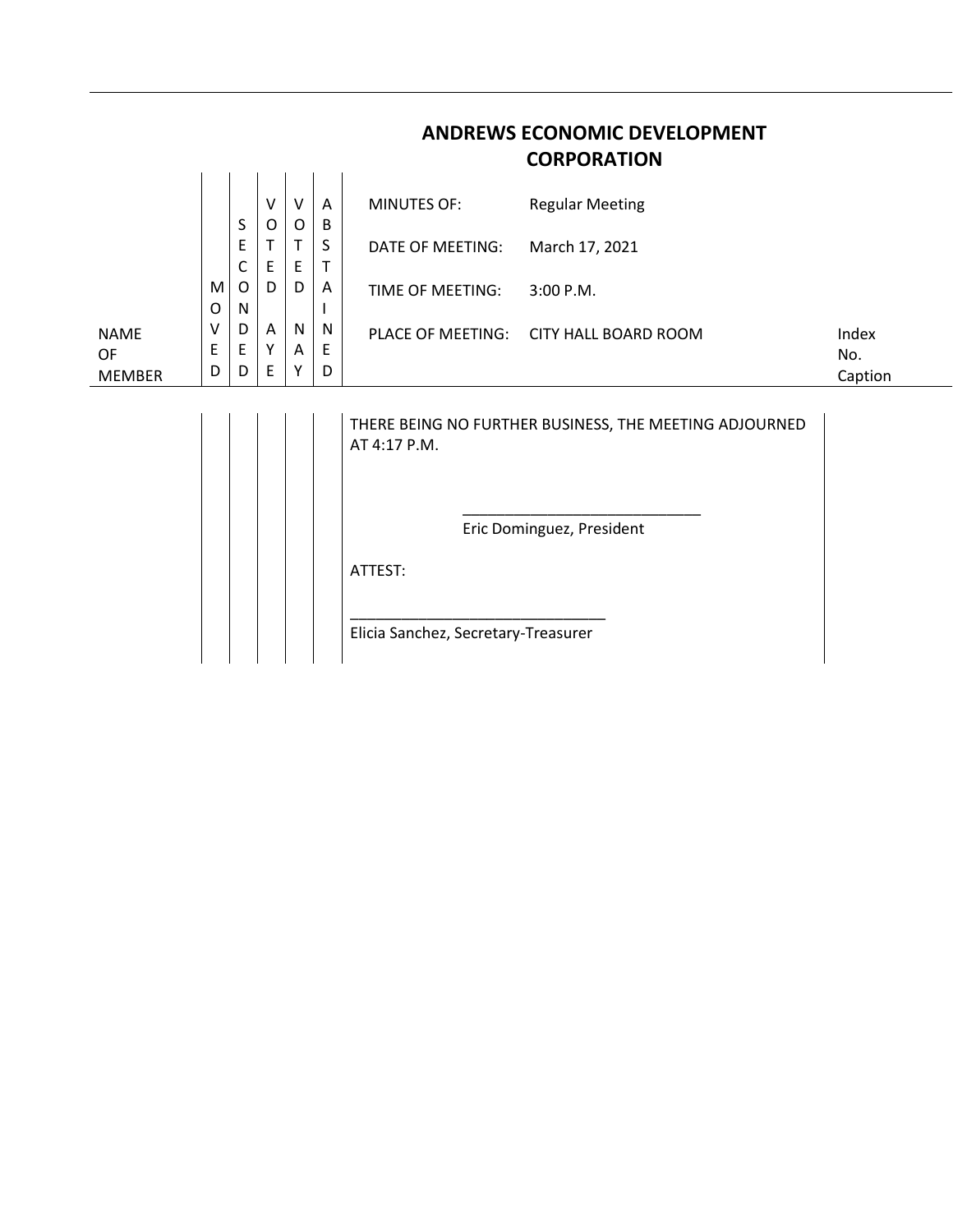## ANDREWS ECONOMIC DEVELOPMENT CORPORATION

| NAME OF MEMBER | MOVED | SECONDED | VOTED AYE | VOTED NAY | ABSTAINED | | Index No. Caption |
|---|---|---|---|---|---|---|---|
| | | | | | | MINUTES OF: Regular Meeting<br>DATE OF MEETING: March 17, 2021<br>TIME OF MEETING: 3:00 P.M.<br>PLACE OF MEETING: CITY HALL BOARD ROOM | |
| | | | | | | THERE BEING NO FURTHER BUSINESS, THE MEETING ADJOURNED AT 4:17 P.M.<br><br>____________________________<br>Eric Dominguez, President<br><br>ATTEST:<br><br>______________________________<br>Elicia Sanchez, Secretary-Treasurer | |